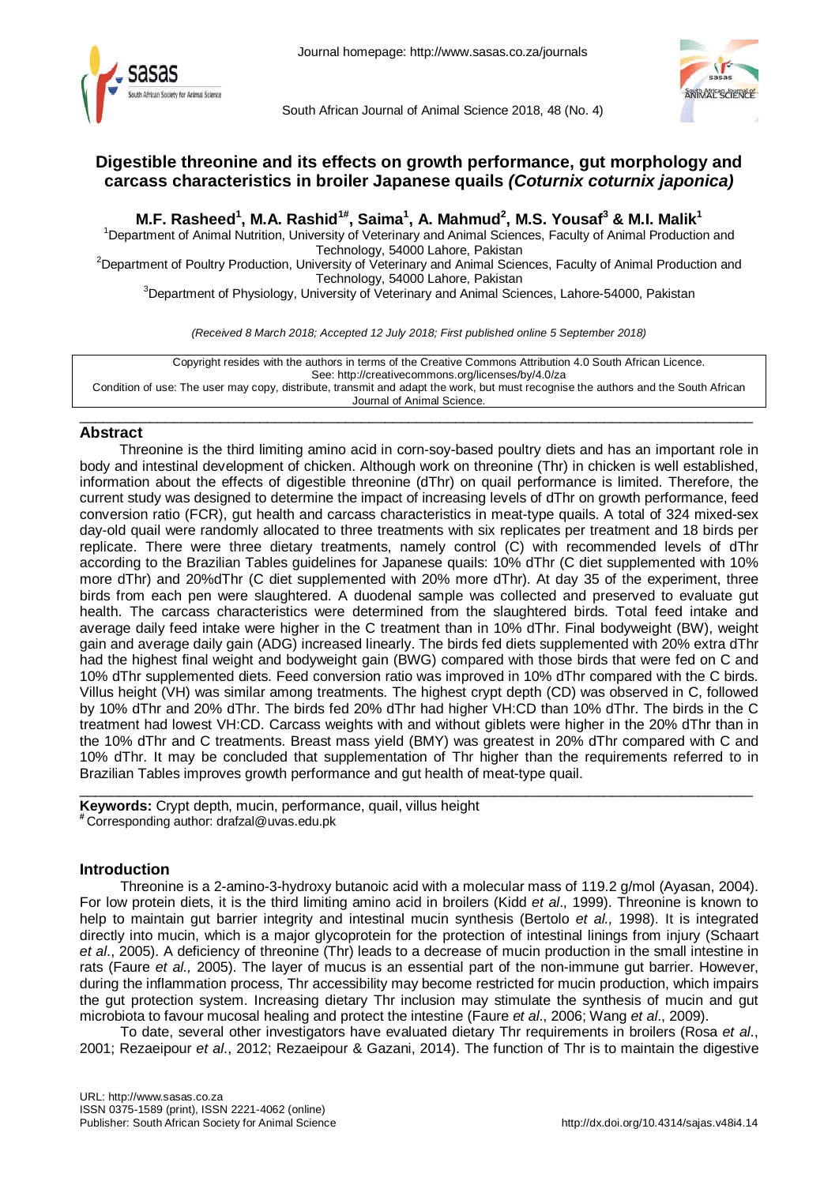Journal homepage: http://www.sasas.co.za/journals

South African Journal of Animal Science 2018, 48 (No. 4)

# Digestible threonine and its effects on growth performance, gut morphology and carcass characteristics in broiler Japanese quails *(Coturnix coturnix japonica)*

**M.F. Rasheed[1], M.A. Rashid[1#], Saima[1], A. Mahmud[2], M.S. Yousaf[3] & M.I. Malik[1]**

[1]Department of Animal Nutrition, University of Veterinary and Animal Sciences, Faculty of Animal Production and Technology, 54000 Lahore, Pakistan

[2]Department of Poultry Production, University of Veterinary and Animal Sciences, Faculty of Animal Production and Technology, 54000 Lahore, Pakistan

[3]Department of Physiology, University of Veterinary and Animal Sciences, Lahore-54000, Pakistan

*(Received 8 March 2018; Accepted 12 July 2018; First published online 5 September 2018)*

Copyright resides with the authors in terms of the Creative Commons Attribution 4.0 South African Licence.
See: http://creativecommons.org/licenses/by/4.0/za
Condition of use: The user may copy, distribute, transmit and adapt the work, but must recognise the authors and the South African Journal of Animal Science.

## Abstract

Threonine is the third limiting amino acid in corn-soy-based poultry diets and has an important role in body and intestinal development of chicken. Although work on threonine (Thr) in chicken is well established, information about the effects of digestible threonine (dThr) on quail performance is limited. Therefore, the current study was designed to determine the impact of increasing levels of dThr on growth performance, feed conversion ratio (FCR), gut health and carcass characteristics in meat-type quails. A total of 324 mixed-sex day-old quail were randomly allocated to three treatments with six replicates per treatment and 18 birds per replicate. There were three dietary treatments, namely control (C) with recommended levels of dThr according to the Brazilian Tables guidelines for Japanese quails: 10% dThr (C diet supplemented with 10% more dThr) and 20%dThr (C diet supplemented with 20% more dThr). At day 35 of the experiment, three birds from each pen were slaughtered. A duodenal sample was collected and preserved to evaluate gut health. The carcass characteristics were determined from the slaughtered birds. Total feed intake and average daily feed intake were higher in the C treatment than in 10% dThr. Final bodyweight (BW), weight gain and average daily gain (ADG) increased linearly. The birds fed diets supplemented with 20% extra dThr had the highest final weight and bodyweight gain (BWG) compared with those birds that were fed on C and 10% dThr supplemented diets. Feed conversion ratio was improved in 10% dThr compared with the C birds. Villus height (VH) was similar among treatments. The highest crypt depth (CD) was observed in C, followed by 10% dThr and 20% dThr. The birds fed 20% dThr had higher VH:CD than 10% dThr. The birds in the C treatment had lowest VH:CD. Carcass weights with and without giblets were higher in the 20% dThr than in the 10% dThr and C treatments. Breast mass yield (BMY) was greatest in 20% dThr compared with C and 10% dThr. It may be concluded that supplementation of Thr higher than the requirements referred to in Brazilian Tables improves growth performance and gut health of meat-type quail.

---

**Keywords:** Crypt depth, mucin, performance, quail, villus height

[#] Corresponding author: drafzal@uvas.edu.pk

## Introduction

Threonine is a 2-amino-3-hydroxy butanoic acid with a molecular mass of 119.2 g/mol (Ayasan, 2004). For low protein diets, it is the third limiting amino acid in broilers (Kidd *et al*., 1999). Threonine is known to help to maintain gut barrier integrity and intestinal mucin synthesis (Bertolo *et al.,* 1998). It is integrated directly into mucin, which is a major glycoprotein for the protection of intestinal linings from injury (Schaart *et al*., 2005). A deficiency of threonine (Thr) leads to a decrease of mucin production in the small intestine in rats (Faure *et al.,* 2005). The layer of mucus is an essential part of the non-immune gut barrier. However, during the inflammation process, Thr accessibility may become restricted for mucin production, which impairs the gut protection system. Increasing dietary Thr inclusion may stimulate the synthesis of mucin and gut microbiota to favour mucosal healing and protect the intestine (Faure *et al*., 2006; Wang *et al*., 2009).

To date, several other investigators have evaluated dietary Thr requirements in broilers (Rosa *et al*., 2001; Rezaeipour *et al*., 2012; Rezaeipour & Gazani, 2014). The function of Thr is to maintain the digestive

URL: http://www.sasas.co.za
ISSN 0375-1589 (print), ISSN 2221-4062 (online)
Publisher: South African Society for Animal Science

http://dx.doi.org/10.4314/sajas.v48i4.14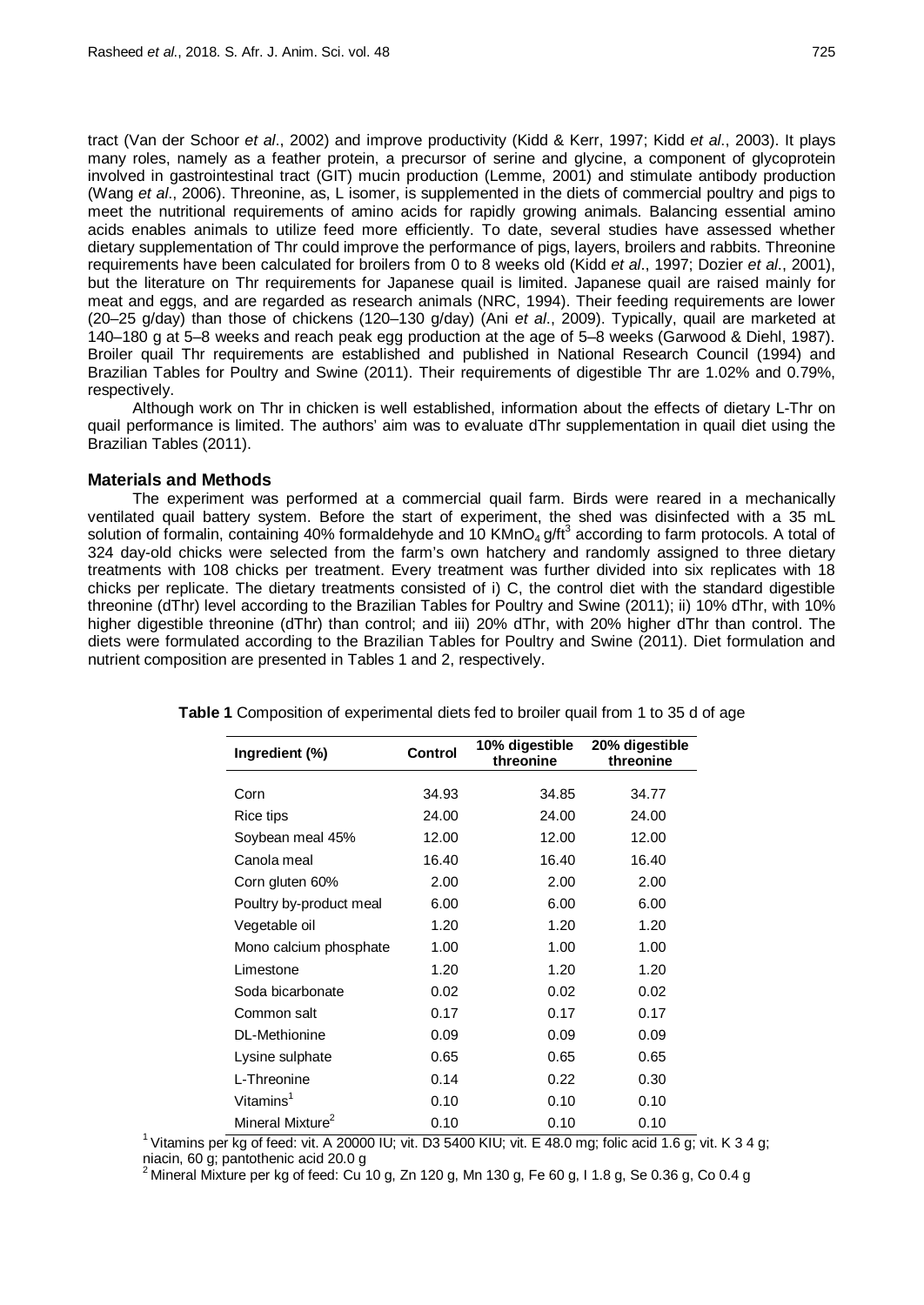tract (Van der Schoor *et al*., 2002) and improve productivity (Kidd & Kerr, 1997; Kidd *et al*., 2003). It plays many roles, namely as a feather protein, a precursor of serine and glycine, a component of glycoprotein involved in gastrointestinal tract (GIT) mucin production (Lemme, 2001) and stimulate antibody production (Wang *et al*., 2006). Threonine, as, L isomer, is supplemented in the diets of commercial poultry and pigs to meet the nutritional requirements of amino acids for rapidly growing animals. Balancing essential amino acids enables animals to utilize feed more efficiently. To date, several studies have assessed whether dietary supplementation of Thr could improve the performance of pigs, layers, broilers and rabbits. Threonine requirements have been calculated for broilers from 0 to 8 weeks old (Kidd *et al*., 1997; Dozier *et al*., 2001), but the literature on Thr requirements for Japanese quail is limited. Japanese quail are raised mainly for meat and eggs, and are regarded as research animals (NRC, 1994). Their feeding requirements are lower (20–25 g/day) than those of chickens (120–130 g/day) (Ani *et al*., 2009). Typically, quail are marketed at 140–180 g at 5–8 weeks and reach peak egg production at the age of 5–8 weeks (Garwood & Diehl, 1987). Broiler quail Thr requirements are established and published in National Research Council (1994) and Brazilian Tables for Poultry and Swine (2011). Their requirements of digestible Thr are 1.02% and 0.79%, respectively.

Although work on Thr in chicken is well established, information about the effects of dietary L-Thr on quail performance is limited. The authors' aim was to evaluate dThr supplementation in quail diet using the Brazilian Tables (2011).

## Materials and Methods

The experiment was performed at a commercial quail farm. Birds were reared in a mechanically ventilated quail battery system. Before the start of experiment, the shed was disinfected with a 35 mL solution of formalin, containing 40% formaldehyde and 10 $KMnO_4$ g/ft$^3$ according to farm protocols. A total of 324 day-old chicks were selected from the farm's own hatchery and randomly assigned to three dietary treatments with 108 chicks per treatment. Every treatment was further divided into six replicates with 18 chicks per replicate. The dietary treatments consisted of i) C, the control diet with the standard digestible threonine (dThr) level according to the Brazilian Tables for Poultry and Swine (2011); ii) 10% dThr, with 10% higher digestible threonine (dThr) than control; and iii) 20% dThr, with 20% higher dThr than control. The diets were formulated according to the Brazilian Tables for Poultry and Swine (2011). Diet formulation and nutrient composition are presented in Tables 1 and 2, respectively.

**Table 1** Composition of experimental diets fed to broiler quail from 1 to 35 d of age

| Ingredient (%) | Control | 10% digestible threonine | 20% digestible threonine |
|---|---|---|---|
| Corn | 34.93 | 34.85 | 34.77 |
| Rice tips | 24.00 | 24.00 | 24.00 |
| Soybean meal 45% | 12.00 | 12.00 | 12.00 |
| Canola meal | 16.40 | 16.40 | 16.40 |
| Corn gluten 60% | 2.00 | 2.00 | 2.00 |
| Poultry by-product meal | 6.00 | 6.00 | 6.00 |
| Vegetable oil | 1.20 | 1.20 | 1.20 |
| Mono calcium phosphate | 1.00 | 1.00 | 1.00 |
| Limestone | 1.20 | 1.20 | 1.20 |
| Soda bicarbonate | 0.02 | 0.02 | 0.02 |
| Common salt | 0.17 | 0.17 | 0.17 |
| DL-Methionine | 0.09 | 0.09 | 0.09 |
| Lysine sulphate | 0.65 | 0.65 | 0.65 |
| L-Threonine | 0.14 | 0.22 | 0.30 |
| Vitamins[1] | 0.10 | 0.10 | 0.10 |
| Mineral Mixture[2] | 0.10 | 0.10 | 0.10 |

[1] Vitamins per kg of feed: vit. A 20000 IU; vit. D3 5400 KIU; vit. E 48.0 mg; folic acid 1.6 g; vit. K 3 4 g; niacin, 60 g; pantothenic acid 20.0 g

[2] Mineral Mixture per kg of feed: Cu 10 g, Zn 120 g, Mn 130 g, Fe 60 g, I 1.8 g, Se 0.36 g, Co 0.4 g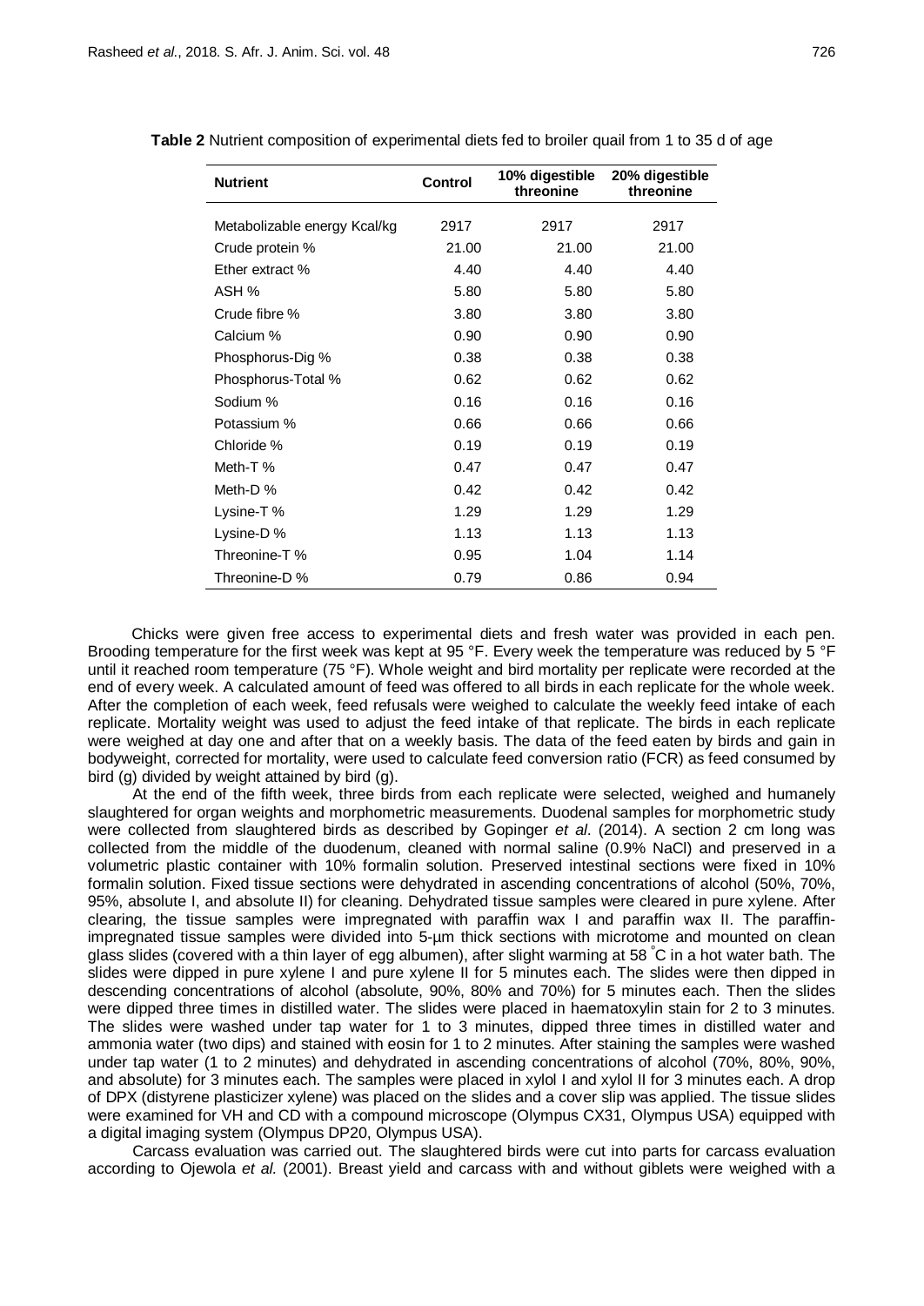**Table 2** Nutrient composition of experimental diets fed to broiler quail from 1 to 35 d of age

| Nutrient | Control | 10% digestible threonine | 20% digestible threonine |
|---|---|---|---|
| Metabolizable energy Kcal/kg | 2917 | 2917 | 2917 |
| Crude protein % | 21.00 | 21.00 | 21.00 |
| Ether extract % | 4.40 | 4.40 | 4.40 |
| ASH % | 5.80 | 5.80 | 5.80 |
| Crude fibre % | 3.80 | 3.80 | 3.80 |
| Calcium % | 0.90 | 0.90 | 0.90 |
| Phosphorus-Dig % | 0.38 | 0.38 | 0.38 |
| Phosphorus-Total % | 0.62 | 0.62 | 0.62 |
| Sodium % | 0.16 | 0.16 | 0.16 |
| Potassium % | 0.66 | 0.66 | 0.66 |
| Chloride % | 0.19 | 0.19 | 0.19 |
| Meth-T % | 0.47 | 0.47 | 0.47 |
| Meth-D % | 0.42 | 0.42 | 0.42 |
| Lysine-T % | 1.29 | 1.29 | 1.29 |
| Lysine-D % | 1.13 | 1.13 | 1.13 |
| Threonine-T % | 0.95 | 1.04 | 1.14 |
| Threonine-D % | 0.79 | 0.86 | 0.94 |

Chicks were given free access to experimental diets and fresh water was provided in each pen. Brooding temperature for the first week was kept at 95 °F. Every week the temperature was reduced by 5 °F until it reached room temperature (75 °F). Whole weight and bird mortality per replicate were recorded at the end of every week. A calculated amount of feed was offered to all birds in each replicate for the whole week. After the completion of each week, feed refusals were weighed to calculate the weekly feed intake of each replicate. Mortality weight was used to adjust the feed intake of that replicate. The birds in each replicate were weighed at day one and after that on a weekly basis. The data of the feed eaten by birds and gain in bodyweight, corrected for mortality, were used to calculate feed conversion ratio (FCR) as feed consumed by bird (g) divided by weight attained by bird (g).

At the end of the fifth week, three birds from each replicate were selected, weighed and humanely slaughtered for organ weights and morphometric measurements. Duodenal samples for morphometric study were collected from slaughtered birds as described by Gopinger *et al*. (2014). A section 2 cm long was collected from the middle of the duodenum, cleaned with normal saline (0.9% NaCl) and preserved in a volumetric plastic container with 10% formalin solution. Preserved intestinal sections were fixed in 10% formalin solution. Fixed tissue sections were dehydrated in ascending concentrations of alcohol (50%, 70%, 95%, absolute I, and absolute II) for cleaning. Dehydrated tissue samples were cleared in pure xylene. After clearing, the tissue samples were impregnated with paraffin wax I and paraffin wax II. The paraffin-impregnated tissue samples were divided into 5-µm thick sections with microtome and mounted on clean glass slides (covered with a thin layer of egg albumen), after slight warming at 58 °C in a hot water bath. The slides were dipped in pure xylene I and pure xylene II for 5 minutes each. The slides were then dipped in descending concentrations of alcohol (absolute, 90%, 80% and 70%) for 5 minutes each. Then the slides were dipped three times in distilled water. The slides were placed in haematoxylin stain for 2 to 3 minutes. The slides were washed under tap water for 1 to 3 minutes, dipped three times in distilled water and ammonia water (two dips) and stained with eosin for 1 to 2 minutes. After staining the samples were washed under tap water (1 to 2 minutes) and dehydrated in ascending concentrations of alcohol (70%, 80%, 90%, and absolute) for 3 minutes each. The samples were placed in xylol I and xylol II for 3 minutes each. A drop of DPX (distyrene plasticizer xylene) was placed on the slides and a cover slip was applied. The tissue slides were examined for VH and CD with a compound microscope (Olympus CX31, Olympus USA) equipped with a digital imaging system (Olympus DP20, Olympus USA).

Carcass evaluation was carried out. The slaughtered birds were cut into parts for carcass evaluation according to Ojewola *et al.* (2001). Breast yield and carcass with and without giblets were weighed with a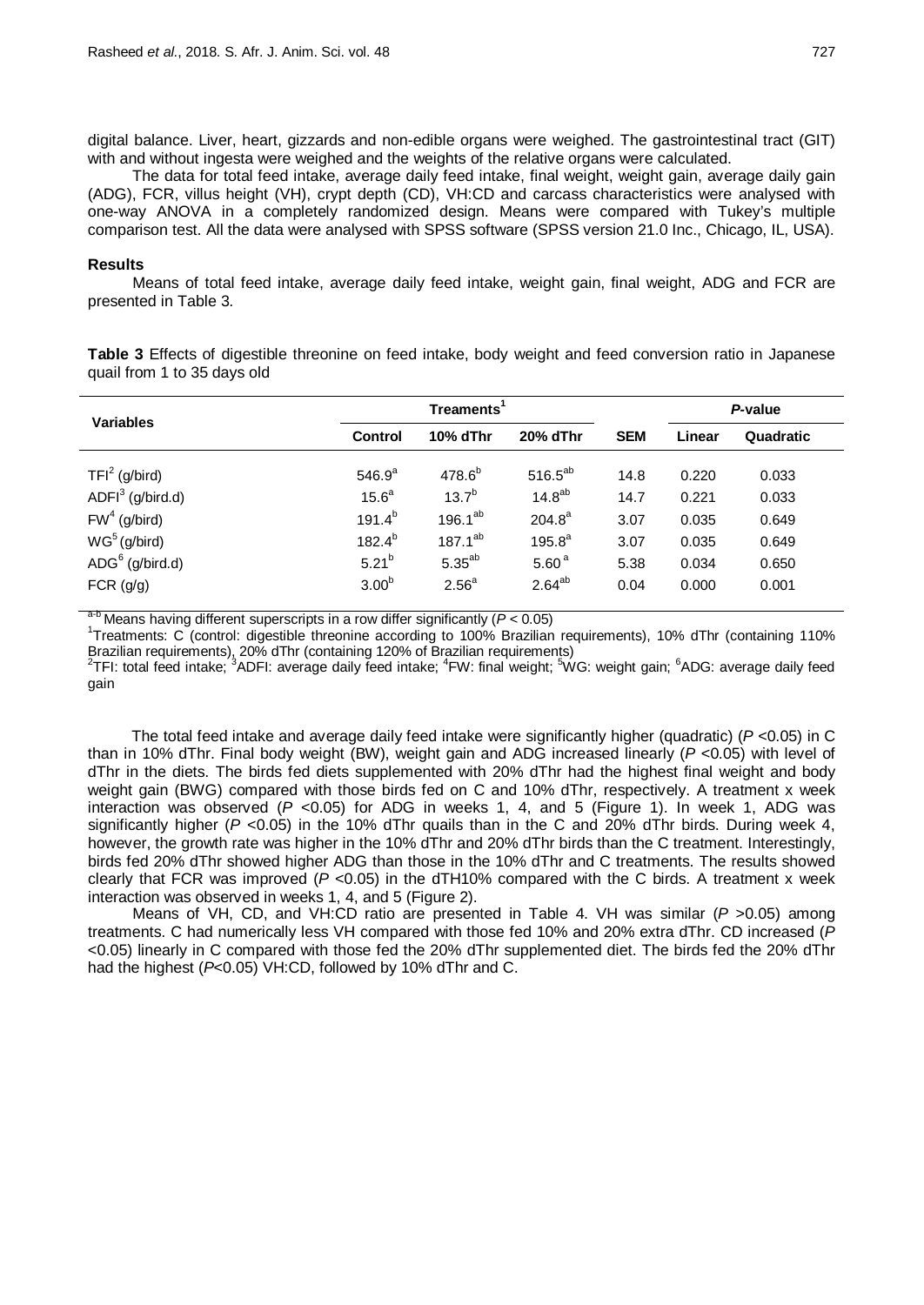digital balance. Liver, heart, gizzards and non-edible organs were weighed. The gastrointestinal tract (GIT) with and without ingesta were weighed and the weights of the relative organs were calculated.

The data for total feed intake, average daily feed intake, final weight, weight gain, average daily gain (ADG), FCR, villus height (VH), crypt depth (CD), VH:CD and carcass characteristics were analysed with one-way ANOVA in a completely randomized design. Means were compared with Tukey's multiple comparison test. All the data were analysed with SPSS software (SPSS version 21.0 Inc., Chicago, IL, USA).

## Results

Means of total feed intake, average daily feed intake, weight gain, final weight, ADG and FCR are presented in Table 3.

**Table 3** Effects of digestible threonine on feed intake, body weight and feed conversion ratio in Japanese quail from 1 to 35 days old

| Variables | Treaments[1] | | | SEM | *P*-value | |
|---|---|---|---|---|---|---|
| | Control | 10% dThr | 20% dThr | | Linear | Quadratic |
| TFI[2] (g/bird) | 546.9[a] | 478.6[b] | 516.5[ab] | 14.8 | 0.220 | 0.033 |
| ADFI[3] (g/bird.d) | 15.6[a] | 13.7[b] | 14.8[ab] | 14.7 | 0.221 | 0.033 |
| FW[4] (g/bird) | 191.4[b] | 196.1[ab] | 204.8[a] | 3.07 | 0.035 | 0.649 |
| WG[5] (g/bird) | 182.4[b] | 187.1[ab] | 195.8[a] | 3.07 | 0.035 | 0.649 |
| ADG[6] (g/bird.d) | 5.21[b] | 5.35[ab] | 5.60[a] | 5.38 | 0.034 | 0.650 |
| FCR (g/g) | 3.00[b] | 2.56[a] | 2.64[ab] | 0.04 | 0.000 | 0.001 |

[a-b] Means having different superscripts in a row differ significantly ($P < 0.05$)
[1]Treatments: C (control: digestible threonine according to 100% Brazilian requirements), 10% dThr (containing 110% Brazilian requirements), 20% dThr (containing 120% of Brazilian requirements)
[2]TFI: total feed intake; [3]ADFI: average daily feed intake; [4]FW: final weight; [5]WG: weight gain; [6]ADG: average daily feed gain

The total feed intake and average daily feed intake were significantly higher (quadratic) ($P$ <0.05) in C than in 10% dThr. Final body weight (BW), weight gain and ADG increased linearly ($P$ <0.05) with level of dThr in the diets. The birds fed diets supplemented with 20% dThr had the highest final weight and body weight gain (BWG) compared with those birds fed on C and 10% dThr, respectively. A treatment x week interaction was observed ($P$ <0.05) for ADG in weeks 1, 4, and 5 (Figure 1). In week 1, ADG was significantly higher ($P$ <0.05) in the 10% dThr quails than in the C and 20% dThr birds. During week 4, however, the growth rate was higher in the 10% dThr and 20% dThr birds than the C treatment. Interestingly, birds fed 20% dThr showed higher ADG than those in the 10% dThr and C treatments. The results showed clearly that FCR was improved ($P$ <0.05) in the dTH10% compared with the C birds. A treatment x week interaction was observed in weeks 1, 4, and 5 (Figure 2).

Means of VH, CD, and VH:CD ratio are presented in Table 4. VH was similar ($P$ >0.05) among treatments. C had numerically less VH compared with those fed 10% and 20% extra dThr. CD increased ($P$ <0.05) linearly in C compared with those fed the 20% dThr supplemented diet. The birds fed the 20% dThr had the highest ($P$<0.05) VH:CD, followed by 10% dThr and C.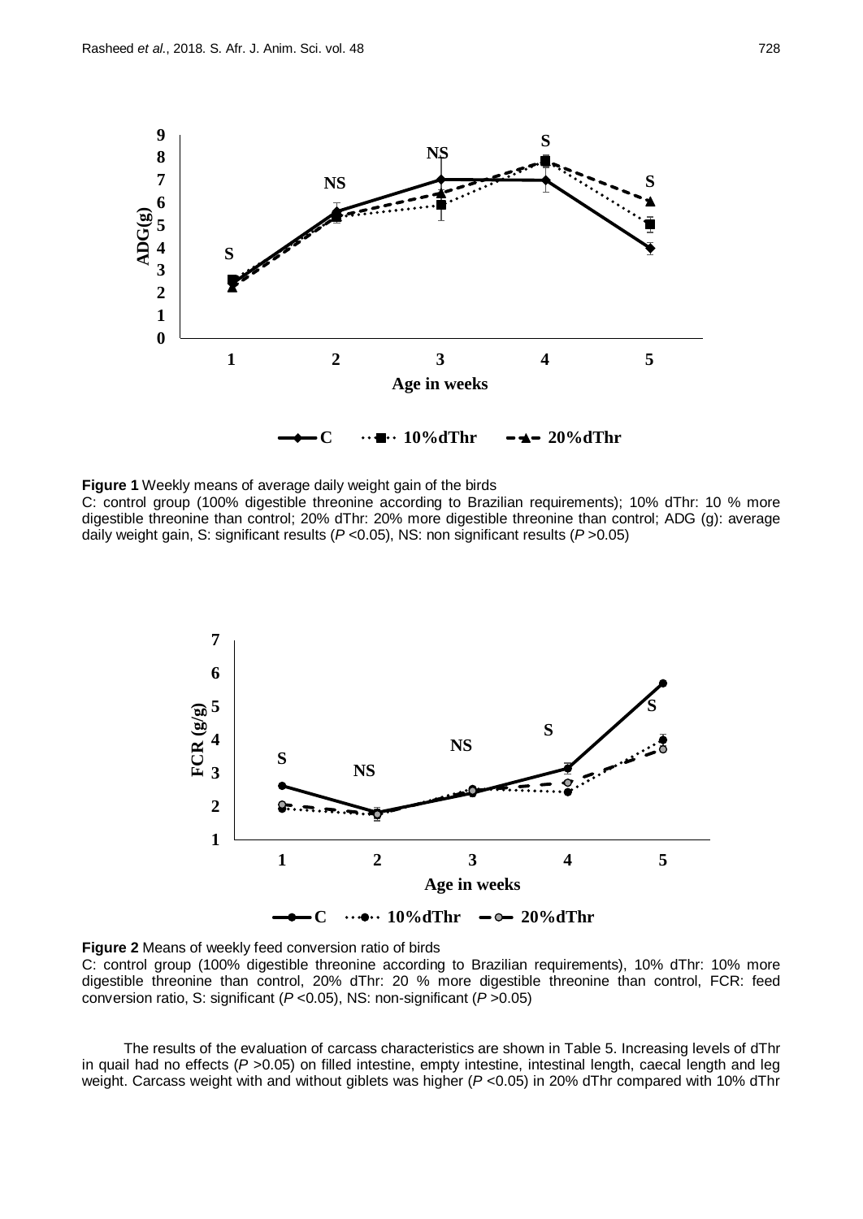**Figure 1** Weekly means of average daily weight gain of the birds
C: control group (100% digestible threonine according to Brazilian requirements); 10% dThr: 10 % more digestible threonine than control; 20% dThr: 20% more digestible threonine than control; ADG (g): average daily weight gain, S: significant results ($P$ <0.05), NS: non significant results ($P$ >0.05)

**Figure 2** Means of weekly feed conversion ratio of birds
C: control group (100% digestible threonine according to Brazilian requirements), 10% dThr: 10% more digestible threonine than control, 20% dThr: 20 % more digestible threonine than control, FCR: feed conversion ratio, S: significant ($P$ <0.05), NS: non-significant ($P$ >0.05)

The results of the evaluation of carcass characteristics are shown in Table 5. Increasing levels of dThr in quail had no effects ($P$ >0.05) on filled intestine, empty intestine, intestinal length, caecal length and leg weight. Carcass weight with and without giblets was higher ($P$ <0.05) in 20% dThr compared with 10% dThr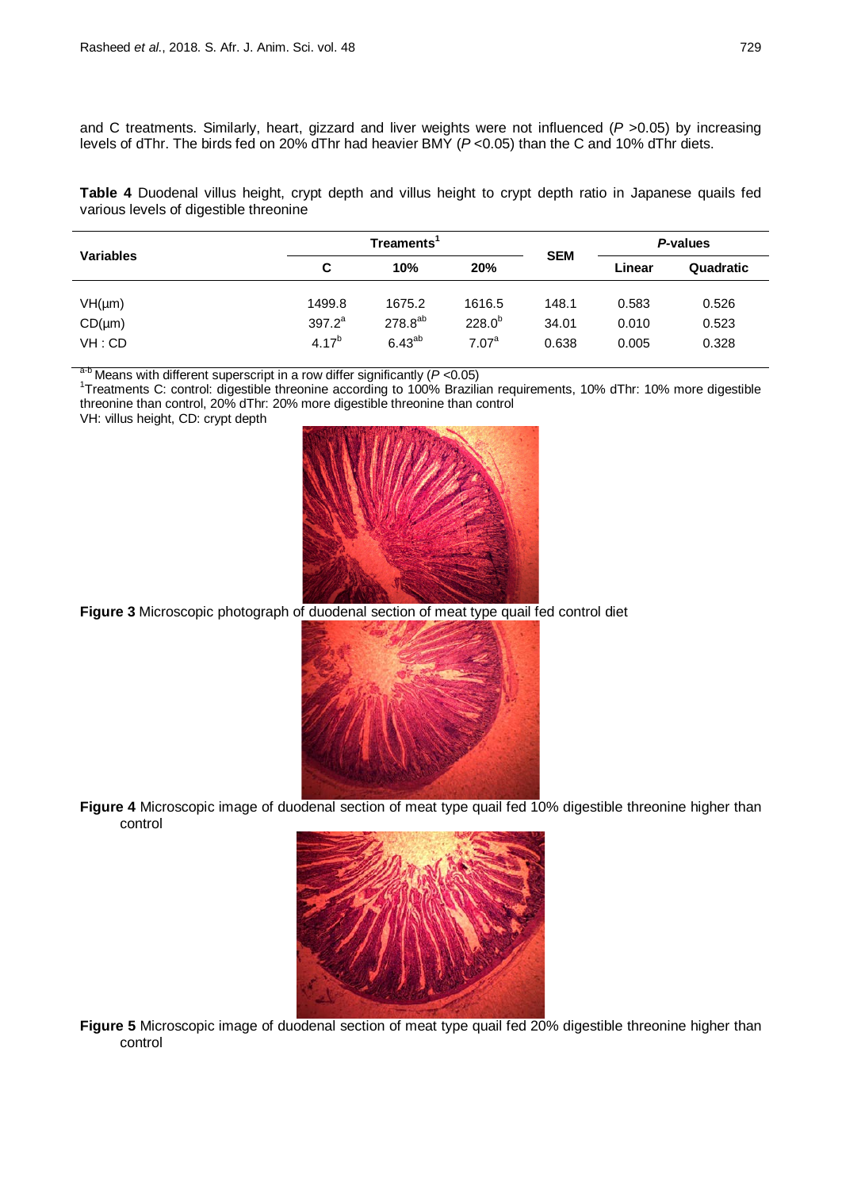and C treatments. Similarly, heart, gizzard and liver weights were not influenced ($P$ >0.05) by increasing levels of dThr. The birds fed on 20% dThr had heavier BMY ($P$ <0.05) than the C and 10% dThr diets.

**Table 4** Duodenal villus height, crypt depth and villus height to crypt depth ratio in Japanese quails fed various levels of digestible threonine

| Variables | Treaments[1] | | | SEM | *P*-values | |
|---|---|---|---|---|---|---|
| | C | 10% | 20% | | Linear | Quadratic |
| VH(µm) | 1499.8 | 1675.2 | 1616.5 | 148.1 | 0.583 | 0.526 |
| CD(µm) | $397.2^{a}$ | $278.8^{ab}$ | $228.0^{b}$ | 34.01 | 0.010 | 0.523 |
| VH : CD | $4.17^{b}$ | $6.43^{ab}$ | $7.07^{a}$ | 0.638 | 0.005 | 0.328 |

$^{a-b}$ Means with different superscript in a row differ significantly ($P$ <0.05)
[1]Treatments C: control: digestible threonine according to 100% Brazilian requirements, 10% dThr: 10% more digestible threonine than control, 20% dThr: 20% more digestible threonine than control
VH: villus height, CD: crypt depth

**Figure 3** Microscopic photograph of duodenal section of meat type quail fed control diet

**Figure 4** Microscopic image of duodenal section of meat type quail fed 10% digestible threonine higher than control

**Figure 5** Microscopic image of duodenal section of meat type quail fed 20% digestible threonine higher than control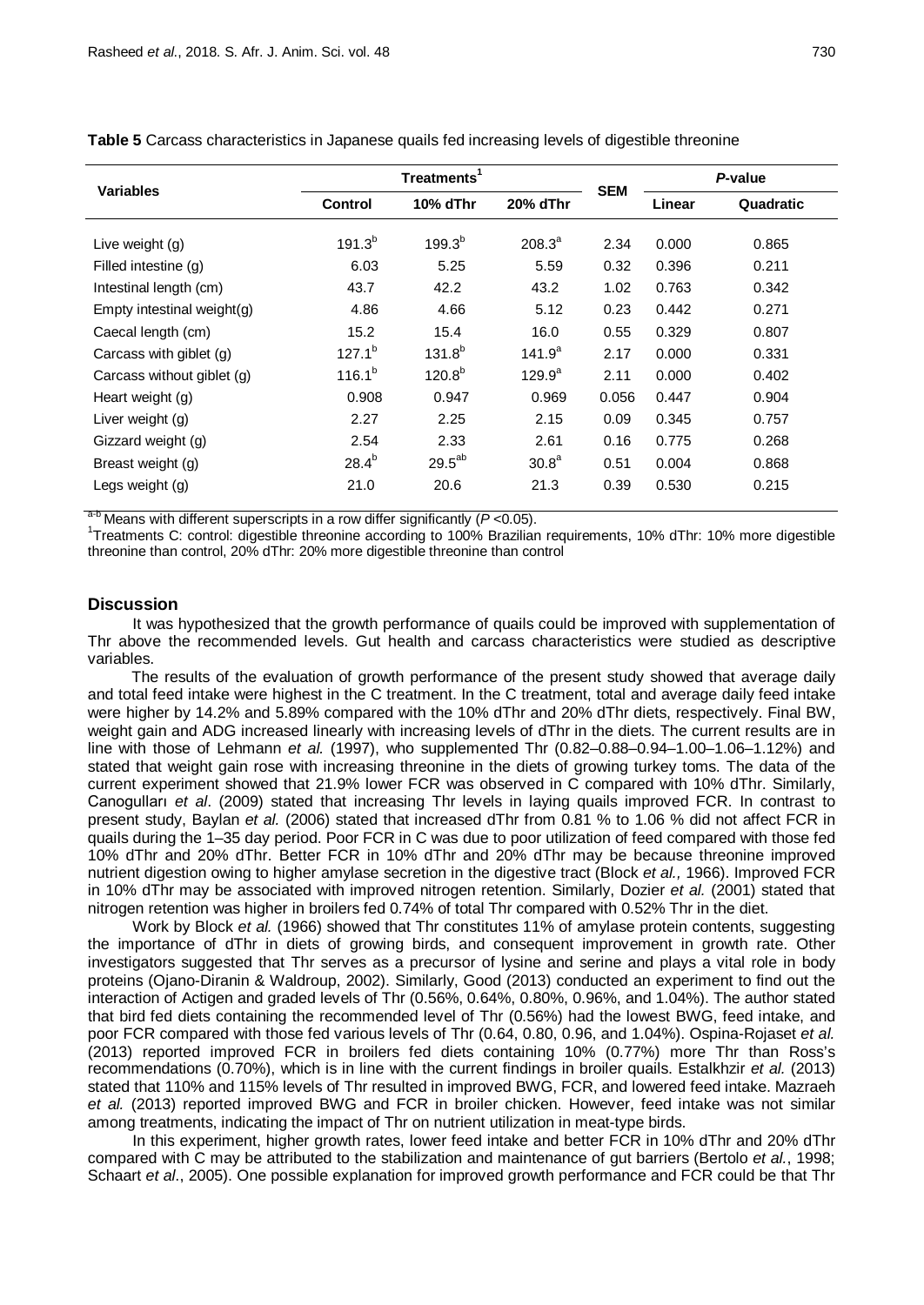**Table 5** Carcass characteristics in Japanese quails fed increasing levels of digestible threonine

| Variables | Treatments[1] | | | SEM | *P*-value | |
|---|---|---|---|---|---|---|
| | Control | 10% dThr | 20% dThr | | Linear | Quadratic |
| Live weight (g) | $191.3^{b}$ | $199.3^{b}$ | $208.3^{a}$ | 2.34 | 0.000 | 0.865 |
| Filled intestine (g) | 6.03 | 5.25 | 5.59 | 0.32 | 0.396 | 0.211 |
| Intestinal length (cm) | 43.7 | 42.2 | 43.2 | 1.02 | 0.763 | 0.342 |
| Empty intestinal weight(g) | 4.86 | 4.66 | 5.12 | 0.23 | 0.442 | 0.271 |
| Caecal length (cm) | 15.2 | 15.4 | 16.0 | 0.55 | 0.329 | 0.807 |
| Carcass with giblet (g) | $127.1^{b}$ | $131.8^{b}$ | $141.9^{a}$ | 2.17 | 0.000 | 0.331 |
| Carcass without giblet (g) | $116.1^{b}$ | $120.8^{b}$ | $129.9^{a}$ | 2.11 | 0.000 | 0.402 |
| Heart weight (g) | 0.908 | 0.947 | 0.969 | 0.056 | 0.447 | 0.904 |
| Liver weight (g) | 2.27 | 2.25 | 2.15 | 0.09 | 0.345 | 0.757 |
| Gizzard weight (g) | 2.54 | 2.33 | 2.61 | 0.16 | 0.775 | 0.268 |
| Breast weight (g) | $28.4^{b}$ | $29.5^{ab}$ | $30.8^{a}$ | 0.51 | 0.004 | 0.868 |
| Legs weight (g) | 21.0 | 20.6 | 21.3 | 0.39 | 0.530 | 0.215 |

[a-b] Means with different superscripts in a row differ significantly ($P$ <0.05).
[1]Treatments C: control: digestible threonine according to 100% Brazilian requirements, 10% dThr: 10% more digestible threonine than control, 20% dThr: 20% more digestible threonine than control

## Discussion

It was hypothesized that the growth performance of quails could be improved with supplementation of Thr above the recommended levels. Gut health and carcass characteristics were studied as descriptive variables.

The results of the evaluation of growth performance of the present study showed that average daily and total feed intake were highest in the C treatment. In the C treatment, total and average daily feed intake were higher by 14.2% and 5.89% compared with the 10% dThr and 20% dThr diets, respectively. Final BW, weight gain and ADG increased linearly with increasing levels of dThr in the diets. The current results are in line with those of Lehmann *et al.* (1997), who supplemented Thr (0.82–0.88–0.94–1.00–1.06–1.12%) and stated that weight gain rose with increasing threonine in the diets of growing turkey toms. The data of the current experiment showed that 21.9% lower FCR was observed in C compared with 10% dThr. Similarly, Canogulları *et al*. (2009) stated that increasing Thr levels in laying quails improved FCR. In contrast to present study, Baylan *et al.* (2006) stated that increased dThr from 0.81 % to 1.06 % did not affect FCR in quails during the 1–35 day period. Poor FCR in C was due to poor utilization of feed compared with those fed 10% dThr and 20% dThr. Better FCR in 10% dThr and 20% dThr may be because threonine improved nutrient digestion owing to higher amylase secretion in the digestive tract (Block *et al.,* 1966). Improved FCR in 10% dThr may be associated with improved nitrogen retention. Similarly, Dozier *et al.* (2001) stated that nitrogen retention was higher in broilers fed 0.74% of total Thr compared with 0.52% Thr in the diet.

Work by Block *et al.* (1966) showed that Thr constitutes 11% of amylase protein contents, suggesting the importance of dThr in diets of growing birds, and consequent improvement in growth rate. Other investigators suggested that Thr serves as a precursor of lysine and serine and plays a vital role in body proteins (Ojano-Diranin & Waldroup, 2002). Similarly, Good (2013) conducted an experiment to find out the interaction of Actigen and graded levels of Thr (0.56%, 0.64%, 0.80%, 0.96%, and 1.04%). The author stated that bird fed diets containing the recommended level of Thr (0.56%) had the lowest BWG, feed intake, and poor FCR compared with those fed various levels of Thr (0.64, 0.80, 0.96, and 1.04%). Ospina-Rojaset *et al.* (2013) reported improved FCR in broilers fed diets containing 10% (0.77%) more Thr than Ross's recommendations (0.70%), which is in line with the current findings in broiler quails. Estalkhzir *et al.* (2013) stated that 110% and 115% levels of Thr resulted in improved BWG, FCR, and lowered feed intake. Mazraeh *et al.* (2013) reported improved BWG and FCR in broiler chicken. However, feed intake was not similar among treatments, indicating the impact of Thr on nutrient utilization in meat-type birds.

In this experiment, higher growth rates, lower feed intake and better FCR in 10% dThr and 20% dThr compared with C may be attributed to the stabilization and maintenance of gut barriers (Bertolo *et al.*, 1998; Schaart *et al.*, 2005). One possible explanation for improved growth performance and FCR could be that Thr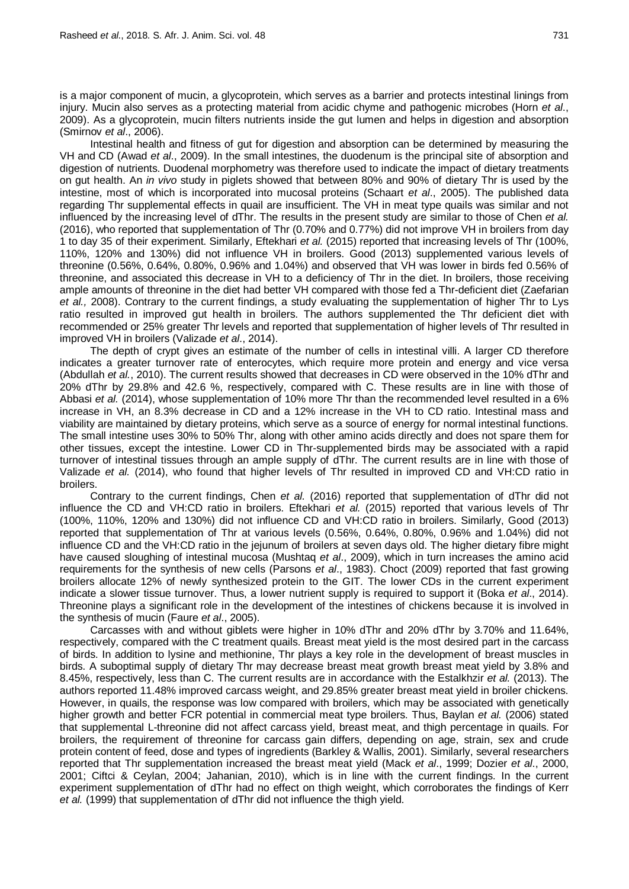is a major component of mucin, a glycoprotein, which serves as a barrier and protects intestinal linings from injury. Mucin also serves as a protecting material from acidic chyme and pathogenic microbes (Horn *et al*., 2009). As a glycoprotein, mucin filters nutrients inside the gut lumen and helps in digestion and absorption (Smirnov *et al*., 2006).

Intestinal health and fitness of gut for digestion and absorption can be determined by measuring the VH and CD (Awad *et al*., 2009). In the small intestines, the duodenum is the principal site of absorption and digestion of nutrients. Duodenal morphometry was therefore used to indicate the impact of dietary treatments on gut health. An *in vivo* study in piglets showed that between 80% and 90% of dietary Thr is used by the intestine, most of which is incorporated into mucosal proteins (Schaart *et al*., 2005). The published data regarding Thr supplemental effects in quail are insufficient. The VH in meat type quails was similar and not influenced by the increasing level of dThr. The results in the present study are similar to those of Chen *et al.* (2016), who reported that supplementation of Thr (0.70% and 0.77%) did not improve VH in broilers from day 1 to day 35 of their experiment. Similarly, Eftekhari *et al.* (2015) reported that increasing levels of Thr (100%, 110%, 120% and 130%) did not influence VH in broilers. Good (2013) supplemented various levels of threonine (0.56%, 0.64%, 0.80%, 0.96% and 1.04%) and observed that VH was lower in birds fed 0.56% of threonine, and associated this decrease in VH to a deficiency of Thr in the diet. In broilers, those receiving ample amounts of threonine in the diet had better VH compared with those fed a Thr-deficient diet (Zaefarian *et al.,* 2008). Contrary to the current findings, a study evaluating the supplementation of higher Thr to Lys ratio resulted in improved gut health in broilers. The authors supplemented the Thr deficient diet with recommended or 25% greater Thr levels and reported that supplementation of higher levels of Thr resulted in improved VH in broilers (Valizade *et al*., 2014).

The depth of crypt gives an estimate of the number of cells in intestinal villi. A larger CD therefore indicates a greater turnover rate of enterocytes, which require more protein and energy and vice versa (Abdullah *et al.*, 2010). The current results showed that decreases in CD were observed in the 10% dThr and 20% dThr by 29.8% and 42.6 %, respectively, compared with C. These results are in line with those of Abbasi *et al.* (2014), whose supplementation of 10% more Thr than the recommended level resulted in a 6% increase in VH, an 8.3% decrease in CD and a 12% increase in the VH to CD ratio. Intestinal mass and viability are maintained by dietary proteins, which serve as a source of energy for normal intestinal functions. The small intestine uses 30% to 50% Thr, along with other amino acids directly and does not spare them for other tissues, except the intestine. Lower CD in Thr-supplemented birds may be associated with a rapid turnover of intestinal tissues through an ample supply of dThr. The current results are in line with those of Valizade *et al.* (2014), who found that higher levels of Thr resulted in improved CD and VH:CD ratio in broilers.

Contrary to the current findings, Chen *et al.* (2016) reported that supplementation of dThr did not influence the CD and VH:CD ratio in broilers. Eftekhari *et al.* (2015) reported that various levels of Thr (100%, 110%, 120% and 130%) did not influence CD and VH:CD ratio in broilers. Similarly, Good (2013) reported that supplementation of Thr at various levels (0.56%, 0.64%, 0.80%, 0.96% and 1.04%) did not influence CD and the VH:CD ratio in the jejunum of broilers at seven days old. The higher dietary fibre might have caused sloughing of intestinal mucosa (Mushtaq *et al*., 2009), which in turn increases the amino acid requirements for the synthesis of new cells (Parsons *et al*., 1983). Choct (2009) reported that fast growing broilers allocate 12% of newly synthesized protein to the GIT. The lower CDs in the current experiment indicate a slower tissue turnover. Thus, a lower nutrient supply is required to support it (Boka *et al*., 2014). Threonine plays a significant role in the development of the intestines of chickens because it is involved in the synthesis of mucin (Faure *et al*., 2005).

Carcasses with and without giblets were higher in 10% dThr and 20% dThr by 3.70% and 11.64%, respectively, compared with the C treatment quails. Breast meat yield is the most desired part in the carcass of birds. In addition to lysine and methionine, Thr plays a key role in the development of breast muscles in birds. A suboptimal supply of dietary Thr may decrease breast meat growth breast meat yield by 3.8% and 8.45%, respectively, less than C. The current results are in accordance with the Estalkhzir *et al.* (2013). The authors reported 11.48% improved carcass weight, and 29.85% greater breast meat yield in broiler chickens. However, in quails, the response was low compared with broilers, which may be associated with genetically higher growth and better FCR potential in commercial meat type broilers. Thus, Baylan *et al.* (2006) stated that supplemental L-threonine did not affect carcass yield, breast meat, and thigh percentage in quails. For broilers, the requirement of threonine for carcass gain differs, depending on age, strain, sex and crude protein content of feed, dose and types of ingredients (Barkley & Wallis, 2001). Similarly, several researchers reported that Thr supplementation increased the breast meat yield (Mack *et al*., 1999; Dozier *et al*., 2000, 2001; Ciftci & Ceylan, 2004; Jahanian, 2010), which is in line with the current findings. In the current experiment supplementation of dThr had no effect on thigh weight, which corroborates the findings of Kerr *et al.* (1999) that supplementation of dThr did not influence the thigh yield.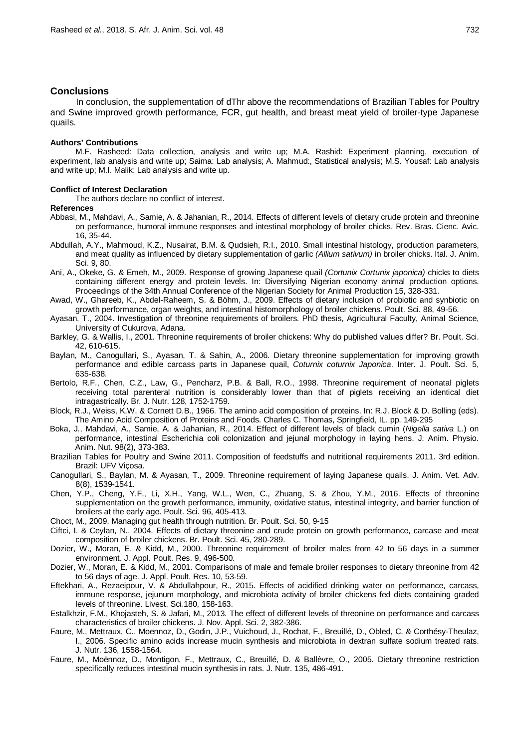## Conclusions

In conclusion, the supplementation of dThr above the recommendations of Brazilian Tables for Poultry and Swine improved growth performance, FCR, gut health, and breast meat yield of broiler-type Japanese quails.

#### Authors' Contributions

M.F. Rasheed: Data collection, analysis and write up; M.A. Rashid: Experiment planning, execution of experiment, lab analysis and write up; Saima: Lab analysis; A. Mahmud:, Statistical analysis; M.S. Yousaf: Lab analysis and write up; M.I. Malik: Lab analysis and write up.

#### Conflict of Interest Declaration

The authors declare no conflict of interest.

#### References

Abbasi, M., Mahdavi, A., Samie, A. & Jahanian, R., 2014. Effects of different levels of dietary crude protein and threonine on performance, humoral immune responses and intestinal morphology of broiler chicks. Rev. Bras. Cienc. Avic. 16, 35-44.

Abdullah, A.Y., Mahmoud, K.Z., Nusairat, B.M. & Qudsieh, R.I., 2010. Small intestinal histology, production parameters, and meat quality as influenced by dietary supplementation of garlic *(Allium sativum)* in broiler chicks. Ital. J. Anim. Sci. 9, 80.

Ani, A., Okeke, G. & Emeh, M., 2009. Response of growing Japanese quail *(Cortunix Cortunix japonica)* chicks to diets containing different energy and protein levels. In: Diversifying Nigerian economy animal production options. Proceedings of the 34th Annual Conference of the Nigerian Society for Animal Production 15, 328-331.

Awad, W., Ghareeb, K., Abdel-Raheem, S. & Böhm, J., 2009. Effects of dietary inclusion of probiotic and synbiotic on growth performance, organ weights, and intestinal histomorphology of broiler chickens. Poult. Sci. 88, 49-56.

Ayasan, T., 2004. Investigation of threonine requirements of broilers. PhD thesis, Agricultural Faculty, Animal Science, University of Cukurova, Adana.

Barkley, G. & Wallis, I., 2001. Threonine requirements of broiler chickens: Why do published values differ? Br. Poult. Sci. 42, 610-615.

Baylan, M., Canogullari, S., Ayasan, T. & Sahin, A., 2006. Dietary threonine supplementation for improving growth performance and edible carcass parts in Japanese quail, *Coturnix coturnix Japonica*. Inter. J. Poult. Sci. 5, 635-638.

Bertolo, R.F., Chen, C.Z., Law, G., Pencharz, P.B. & Ball, R.O., 1998. Threonine requirement of neonatal piglets receiving total parenteral nutrition is considerably lower than that of piglets receiving an identical diet intragastrically. Br. J. Nutr. 128, 1752-1759.

Block, R.J., Weiss, K.W. & Cornett D.B., 1966. The amino acid composition of proteins. In: R.J. Block & D. Bolling (eds). The Amino Acid Composition of Proteins and Foods. Charles C. Thomas, Springfield, IL. pp. 149-295

Boka, J., Mahdavi, A., Samie, A. & Jahanian, R., 2014. Effect of different levels of black cumin (*Nigella sativa* L.) on performance, intestinal Escherichia coli colonization and jejunal morphology in laying hens. J. Anim. Physio. Anim. Nut. 98(2), 373-383.

Brazilian Tables for Poultry and Swine 2011. Composition of feedstuffs and nutritional requirements 2011. 3rd edition. Brazil: UFV Viçosa.

Canogullari, S., Baylan, M. & Ayasan, T., 2009. Threonine requirement of laying Japanese quails. J. Anim. Vet. Adv. 8(8), 1539-1541.

Chen, Y.P., Cheng, Y.F., Li, X.H., Yang, W.L., Wen, C., Zhuang, S. & Zhou, Y.M., 2016. Effects of threonine supplementation on the growth performance, immunity, oxidative status, intestinal integrity, and barrier function of broilers at the early age. Poult. Sci. 96, 405-413.

Choct, M., 2009. Managing gut health through nutrition. Br. Poult. Sci. 50, 9-15

Ciftci, I. & Ceylan, N., 2004. Effects of dietary threonine and crude protein on growth performance, carcase and meat composition of broiler chickens. Br. Poult. Sci. 45, 280-289.

Dozier, W., Moran, E. & Kidd, M., 2000. Threonine requirement of broiler males from 42 to 56 days in a summer environment. J. Appl. Poult. Res. 9, 496-500.

Dozier, W., Moran, E. & Kidd, M., 2001. Comparisons of male and female broiler responses to dietary threonine from 42 to 56 days of age. J. Appl. Poult. Res. 10, 53-59.

Eftekhari, A., Rezaeipour, V. & Abdullahpour, R., 2015. Effects of acidified drinking water on performance, carcass, immune response, jejunum morphology, and microbiota activity of broiler chickens fed diets containing graded levels of threonine. Livest. Sci.180, 158-163.

Estalkhzir, F.M., Khojasteh, S. & Jafari, M., 2013. The effect of different levels of threonine on performance and carcass characteristics of broiler chickens. J. Nov. Appl. Sci. 2, 382-386.

Faure, M., Mettraux, C., Moennoz, D., Godin, J.P., Vuichoud, J., Rochat, F., Breuillé, D., Obled, C. & Corthésy-Theulaz, I., 2006. Specific amino acids increase mucin synthesis and microbiota in dextran sulfate sodium treated rats. J. Nutr. 136, 1558-1564.

Faure, M., Moënnoz, D., Montigon, F., Mettraux, C., Breuillé, D. & Ballèvre, O., 2005. Dietary threonine restriction specifically reduces intestinal mucin synthesis in rats. J. Nutr. 135, 486-491.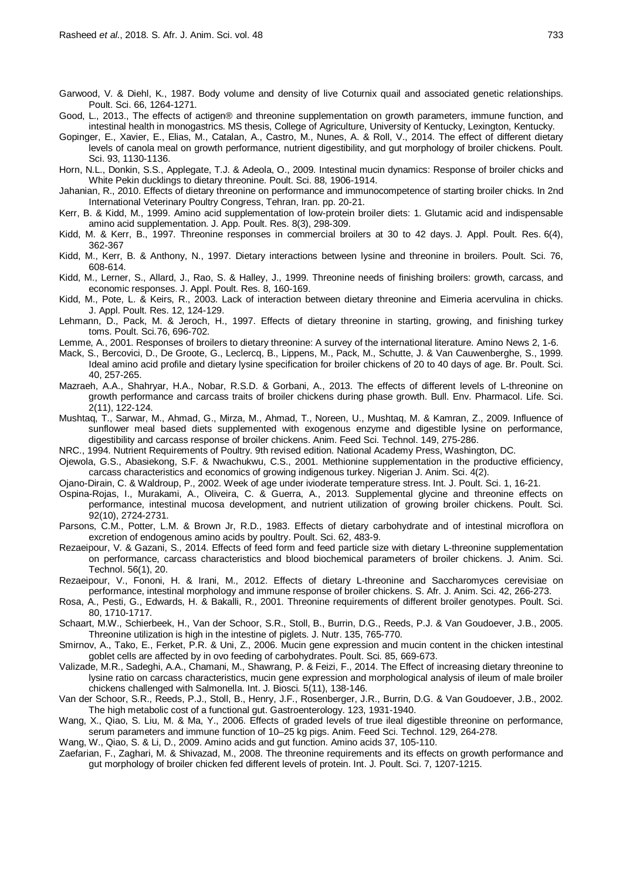Garwood, V. & Diehl, K., 1987. Body volume and density of live Coturnix quail and associated genetic relationships. Poult. Sci. 66, 1264-1271.

Good, L., 2013., The effects of actigen® and threonine supplementation on growth parameters, immune function, and intestinal health in monogastrics. MS thesis, College of Agriculture, University of Kentucky, Lexington, Kentucky.

Gopinger, E., Xavier, E., Elias, M., Catalan, A., Castro, M., Nunes, A. & Roll, V., 2014. The effect of different dietary levels of canola meal on growth performance, nutrient digestibility, and gut morphology of broiler chickens. Poult. Sci. 93, 1130-1136.

Horn, N.L., Donkin, S.S., Applegate, T.J. & Adeola, O., 2009. Intestinal mucin dynamics: Response of broiler chicks and White Pekin ducklings to dietary threonine. Poult. Sci. 88, 1906-1914.

Jahanian, R., 2010. Effects of dietary threonine on performance and immunocompetence of starting broiler chicks. In 2nd International Veterinary Poultry Congress, Tehran, Iran. pp. 20-21.

Kerr, B. & Kidd, M., 1999. Amino acid supplementation of low-protein broiler diets: 1. Glutamic acid and indispensable amino acid supplementation. J. App. Poult. Res. 8(3), 298-309.

Kidd, M. & Kerr, B., 1997. Threonine responses in commercial broilers at 30 to 42 days. J. Appl. Poult. Res. 6(4), 362-367

Kidd, M., Kerr, B. & Anthony, N., 1997. Dietary interactions between lysine and threonine in broilers. Poult. Sci. 76, 608-614.

Kidd, M., Lerner, S., Allard, J., Rao, S. & Halley, J., 1999. Threonine needs of finishing broilers: growth, carcass, and economic responses. J. Appl. Poult. Res. 8, 160-169.

Kidd, M., Pote, L. & Keirs, R., 2003. Lack of interaction between dietary threonine and Eimeria acervulina in chicks. J. Appl. Poult. Res. 12, 124-129.

Lehmann, D., Pack, M. & Jeroch, H., 1997. Effects of dietary threonine in starting, growing, and finishing turkey toms. Poult. Sci.76, 696-702.

Lemme, A., 2001. Responses of broilers to dietary threonine: A survey of the international literature. Amino News 2, 1-6.

Mack, S., Bercovici, D., De Groote, G., Leclercq, B., Lippens, M., Pack, M., Schutte, J. & Van Cauwenberghe, S., 1999. Ideal amino acid profile and dietary lysine specification for broiler chickens of 20 to 40 days of age. Br. Poult. Sci. 40, 257-265.

Mazraeh, A.A., Shahryar, H.A., Nobar, R.S.D. & Gorbani, A., 2013. The effects of different levels of L-threonine on growth performance and carcass traits of broiler chickens during phase growth. Bull. Env. Pharmacol. Life. Sci. 2(11), 122-124.

Mushtaq, T., Sarwar, M., Ahmad, G., Mirza, M., Ahmad, T., Noreen, U., Mushtaq, M. & Kamran, Z., 2009. Influence of sunflower meal based diets supplemented with exogenous enzyme and digestible lysine on performance, digestibility and carcass response of broiler chickens. Anim. Feed Sci. Technol. 149, 275-286.

NRC., 1994. Nutrient Requirements of Poultry. 9th revised edition. National Academy Press, Washington, DC.

Ojewola, G.S., Abasiekong, S.F. & Nwachukwu, C.S., 2001. Methionine supplementation in the productive efficiency, carcass characteristics and economics of growing indigenous turkey. Nigerian J. Anim. Sci. 4(2).

Ojano-Dirain, C. & Waldroup, P., 2002. Week of age under ivioderate temperature stress. Int. J. Poult. Sci. 1, 16-21.

Ospina-Rojas, I., Murakami, A., Oliveira, C. & Guerra, A., 2013. Supplemental glycine and threonine effects on performance, intestinal mucosa development, and nutrient utilization of growing broiler chickens. Poult. Sci. 92(10), 2724-2731.

Parsons, C.M., Potter, L.M. & Brown Jr, R.D., 1983. Effects of dietary carbohydrate and of intestinal microflora on excretion of endogenous amino acids by poultry. Poult. Sci. 62, 483-9.

Rezaeipour, V. & Gazani, S., 2014. Effects of feed form and feed particle size with dietary L-threonine supplementation on performance, carcass characteristics and blood biochemical parameters of broiler chickens. J. Anim. Sci. Technol. 56(1), 20.

Rezaeipour, V., Fononi, H. & Irani, M., 2012. Effects of dietary L-threonine and Saccharomyces cerevisiae on performance, intestinal morphology and immune response of broiler chickens. S. Afr. J. Anim. Sci. 42, 266-273.

Rosa, A., Pesti, G., Edwards, H. & Bakalli, R., 2001. Threonine requirements of different broiler genotypes. Poult. Sci. 80, 1710-1717.

Schaart, M.W., Schierbeek, H., Van der Schoor, S.R., Stoll, B., Burrin, D.G., Reeds, P.J. & Van Goudoever, J.B., 2005. Threonine utilization is high in the intestine of piglets. J. Nutr. 135, 765-770.

Smirnov, A., Tako, E., Ferket, P.R. & Uni, Z., 2006. Mucin gene expression and mucin content in the chicken intestinal goblet cells are affected by in ovo feeding of carbohydrates. Poult. Sci. 85, 669-673.

Valizade, M.R., Sadeghi, A.A., Chamani, M., Shawrang, P. & Feizi, F., 2014. The Effect of increasing dietary threonine to lysine ratio on carcass characteristics, mucin gene expression and morphological analysis of ileum of male broiler chickens challenged with Salmonella. Int. J. Biosci. 5(11), 138-146.

Van der Schoor, S.R., Reeds, P.J., Stoll, B., Henry, J.F., Rosenberger, J.R., Burrin, D.G. & Van Goudoever, J.B., 2002. The high metabolic cost of a functional gut. Gastroenterology. 123, 1931-1940.

Wang, X., Qiao, S. Liu, M. & Ma, Y., 2006. Effects of graded levels of true ileal digestible threonine on performance, serum parameters and immune function of 10–25 kg pigs. Anim. Feed Sci. Technol. 129, 264-278.

Wang, W., Qiao, S. & Li, D., 2009. Amino acids and gut function. Amino acids 37, 105-110.

Zaefarian, F., Zaghari, M. & Shivazad, M., 2008. The threonine requirements and its effects on growth performance and gut morphology of broiler chicken fed different levels of protein. Int. J. Poult. Sci. 7, 1207-1215.